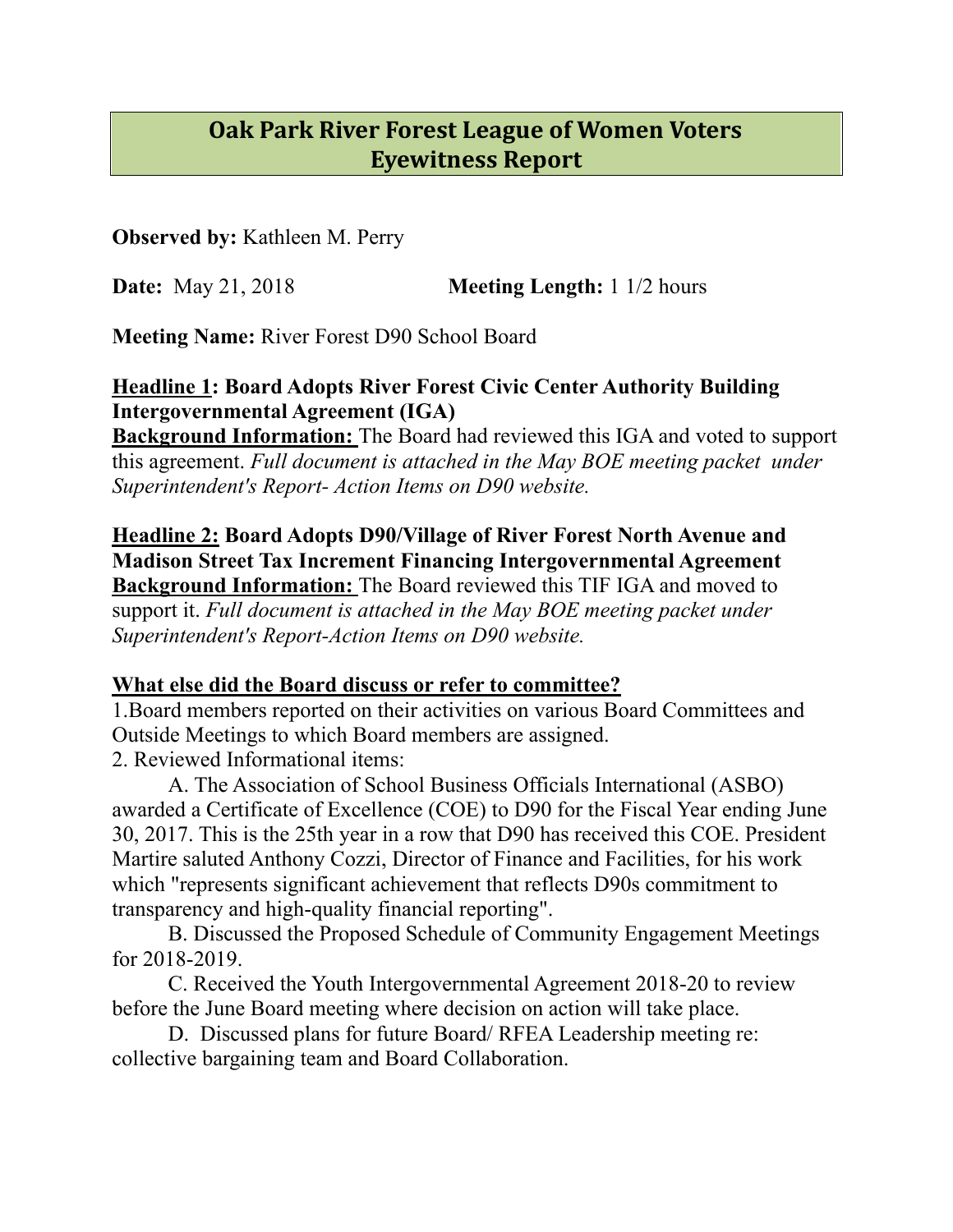# Oak Park River Forest League of Women Voters
# Eyewitness Report

**Observed by:** Kathleen M. Perry

**Date:** May 21, 2018 **Meeting Length:** 1 1/2 hours

**Meeting Name:** River Forest D90 School Board

**Headline 1: Board Adopts River Forest Civic Center Authority Building Intergovernmental Agreement (IGA)**

**Background Information:** The Board had reviewed this IGA and voted to support this agreement. *Full document is attached in the May BOE meeting packet under Superintendent's Report- Action Items on D90 website.*

**Headline 2: Board Adopts D90/Village of River Forest North Avenue and Madison Street Tax Increment Financing Intergovernmental Agreement**

**Background Information:** The Board reviewed this TIF IGA and moved to support it. *Full document is attached in the May BOE meeting packet under Superintendent's Report-Action Items on D90 website.*

**What else did the Board discuss or refer to committee?**

1.Board members reported on their activities on various Board Committees and Outside Meetings to which Board members are assigned.

2. Reviewed Informational items:

A. The Association of School Business Officials International (ASBO) awarded a Certificate of Excellence (COE) to D90 for the Fiscal Year ending June 30, 2017. This is the 25th year in a row that D90 has received this COE. President Martire saluted Anthony Cozzi, Director of Finance and Facilities, for his work which "represents significant achievement that reflects D90s commitment to transparency and high-quality financial reporting".

B. Discussed the Proposed Schedule of Community Engagement Meetings for 2018-2019.

C. Received the Youth Intergovernmental Agreement 2018-20 to review before the June Board meeting where decision on action will take place.

D. Discussed plans for future Board/ RFEA Leadership meeting re: collective bargaining team and Board Collaboration.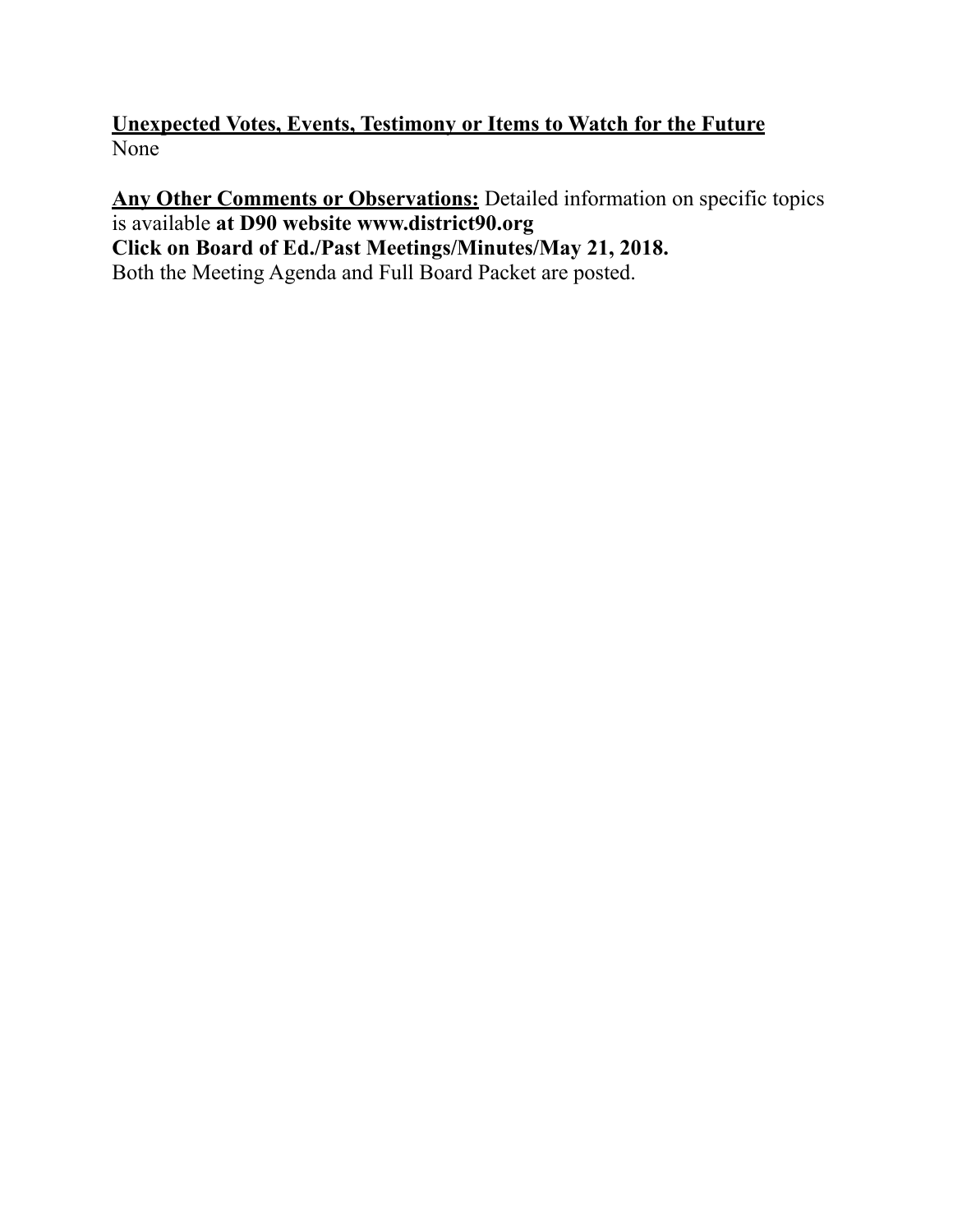**<u>Unexpected Votes, Events, Testimony or Items to Watch for the Future</u>**
None

**<u>Any Other Comments or Observations:</u>** Detailed information on specific topics is available **at D90 website www.district90.org**
**Click on Board of Ed./Past Meetings/Minutes/May 21, 2018.**
Both the Meeting Agenda and Full Board Packet are posted.